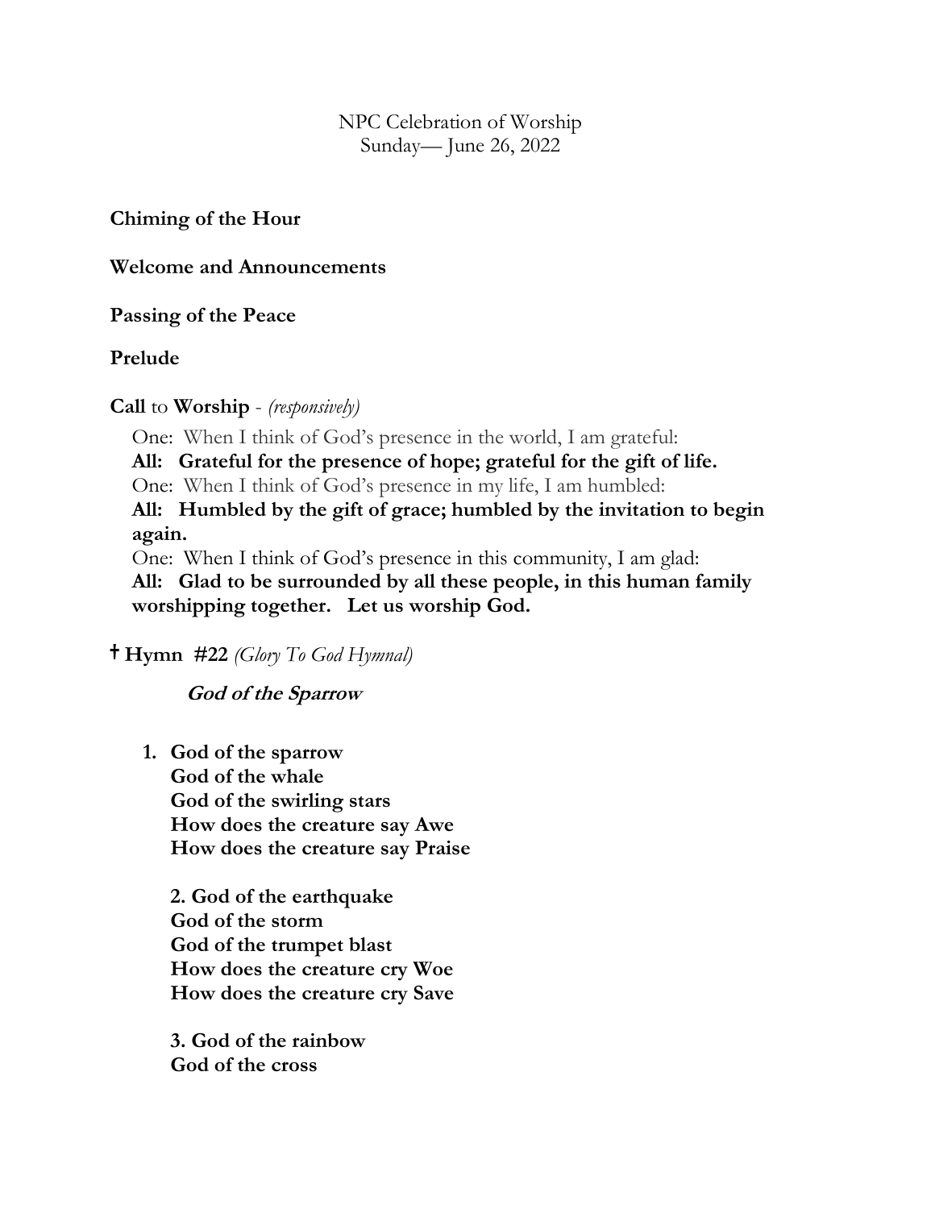NPC Celebration of Worship
Sunday— June 26, 2022

**Chiming of the Hour**

**Welcome and Announcements**

**Passing of the Peace**

**Prelude**

**Call** to **Worship** - *(responsively)*

One: When I think of God's presence in the world, I am grateful:
**All: Grateful for the presence of hope; grateful for the gift of life.**
One: When I think of God's presence in my life, I am humbled:
**All: Humbled by the gift of grace; humbled by the invitation to begin again.**
One: When I think of God's presence in this community, I am glad:
**All: Glad to be surrounded by all these people, in this human family worshipping together. Let us worship God.**

**† Hymn #22** *(Glory To God Hymnal)*

***God of the Sparrow***

1. **God of the sparrow**
   **God of the whale**
   **God of the swirling stars**
   **How does the creature say Awe**
   **How does the creature say Praise**

   **2. God of the earthquake**
   **God of the storm**
   **God of the trumpet blast**
   **How does the creature cry Woe**
   **How does the creature cry Save**

   **3. God of the rainbow**
   **God of the cross**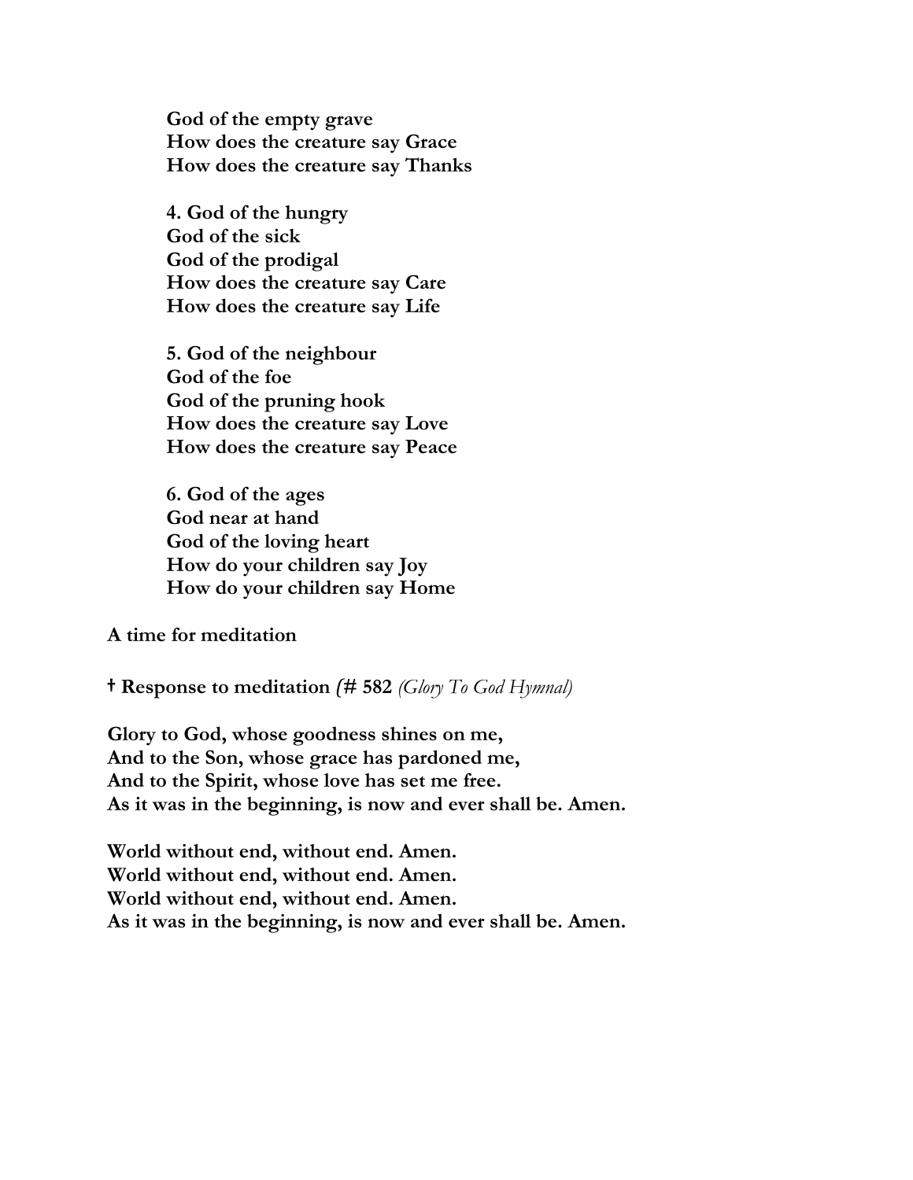**God of the empty grave**
**How does the creature say Grace**
**How does the creature say Thanks**

**4. God of the hungry**
**God of the sick**
**God of the prodigal**
**How does the creature say Care**
**How does the creature say Life**

**5. God of the neighbour**
**God of the foe**
**God of the pruning hook**
**How does the creature say Love**
**How does the creature say Peace**

**6. God of the ages**
**God near at hand**
**God of the loving heart**
**How do your children say Joy**
**How do your children say Home**

**A time for meditation**

**† Response to meditation *(*# 582** *(Glory To God Hymnal)*

**Glory to God, whose goodness shines on me,**
**And to the Son, whose grace has pardoned me,**
**And to the Spirit, whose love has set me free.**
**As it was in the beginning, is now and ever shall be. Amen.**

**World without end, without end. Amen.**
**World without end, without end. Amen.**
**World without end, without end. Amen.**
**As it was in the beginning, is now and ever shall be. Amen.**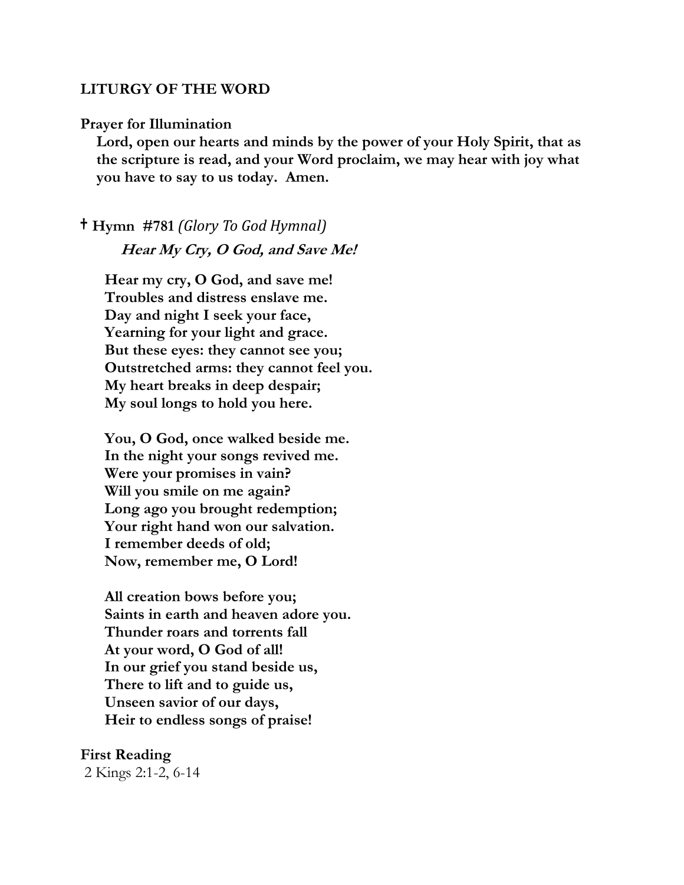**LITURGY OF THE WORD**

**Prayer for Illumination**

**Lord, open our hearts and minds by the power of your Holy Spirit, that as the scripture is read, and your Word proclaim, we may hear with joy what you have to say to us today. Amen.**

**† Hymn #781** *(Glory To God Hymnal)*

***Hear My Cry, O God, and Save Me!***

**Hear my cry, O God, and save me!**
**Troubles and distress enslave me.**
**Day and night I seek your face,**
**Yearning for your light and grace.**
**But these eyes: they cannot see you;**
**Outstretched arms: they cannot feel you.**
**My heart breaks in deep despair;**
**My soul longs to hold you here.**

**You, O God, once walked beside me.**
**In the night your songs revived me.**
**Were your promises in vain?**
**Will you smile on me again?**
**Long ago you brought redemption;**
**Your right hand won our salvation.**
**I remember deeds of old;**
**Now, remember me, O Lord!**

**All creation bows before you;**
**Saints in earth and heaven adore you.**
**Thunder roars and torrents fall**
**At your word, O God of all!**
**In our grief you stand beside us,**
**There to lift and to guide us,**
**Unseen savior of our days,**
**Heir to endless songs of praise!**

**First Reading**

2 Kings 2:1-2, 6-14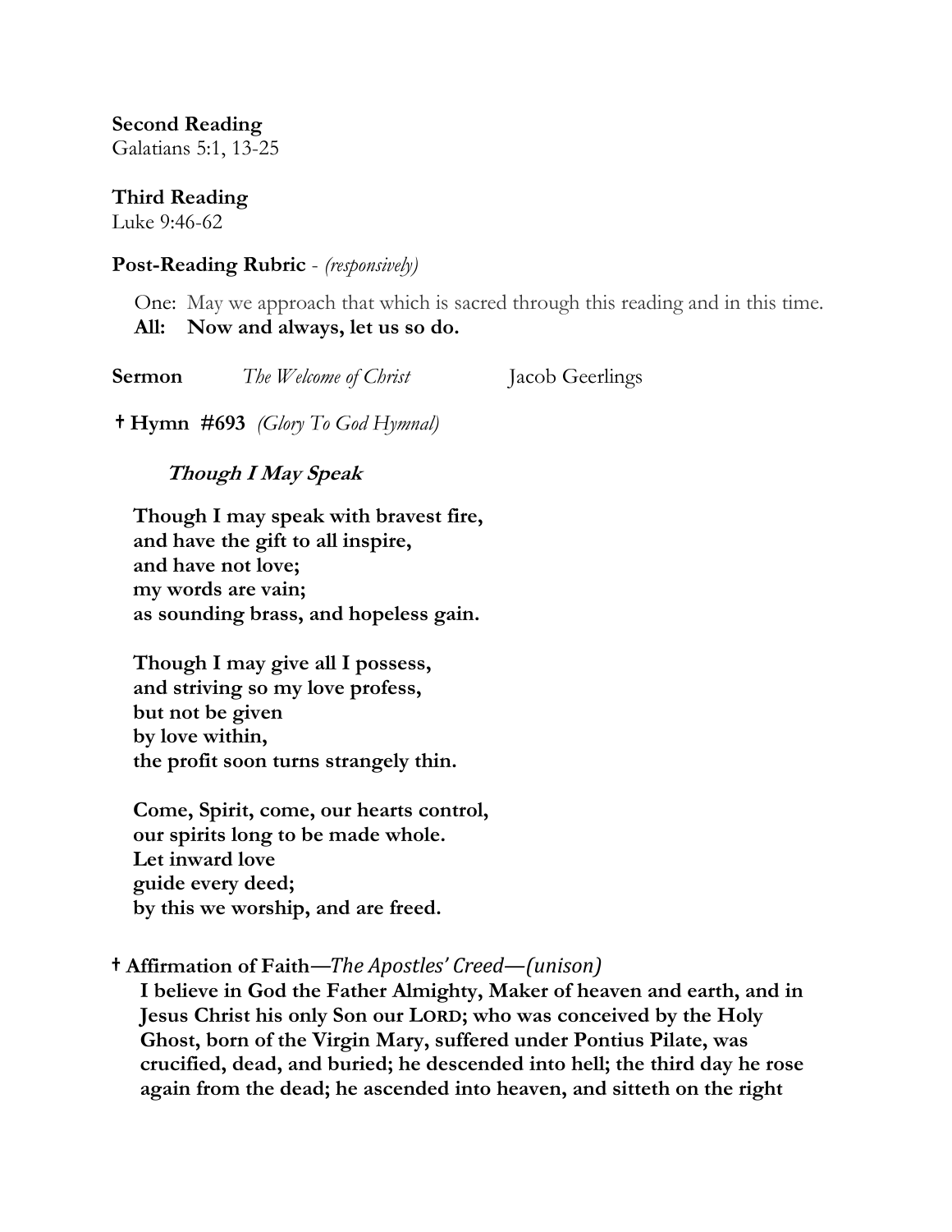**Second Reading**
Galatians 5:1, 13-25

**Third Reading**
Luke 9:46-62

**Post-Reading Rubric** - *(responsively)*

One: May we approach that which is sacred through this reading and in this time.
**All: Now and always, let us so do.**

**Sermon** *The Welcome of Christ* Jacob Geerlings

**† Hymn #693** *(Glory To God Hymnal)*

***Though I May Speak***

**Though I may speak with bravest fire,**
**and have the gift to all inspire,**
**and have not love;**
**my words are vain;**
**as sounding brass, and hopeless gain.**

**Though I may give all I possess,**
**and striving so my love profess,**
**but not be given**
**by love within,**
**the profit soon turns strangely thin.**

**Come, Spirit, come, our hearts control,**
**our spirits long to be made whole.**
**Let inward love**
**guide every deed;**
**by this we worship, and are freed.**

**† Affirmation of Faith—***The Apostles' Creed—(unison)*

**I believe in God the Father Almighty, Maker of heaven and earth, and in Jesus Christ his only Son our LORD; who was conceived by the Holy Ghost, born of the Virgin Mary, suffered under Pontius Pilate, was crucified, dead, and buried; he descended into hell; the third day he rose again from the dead; he ascended into heaven, and sitteth on the right**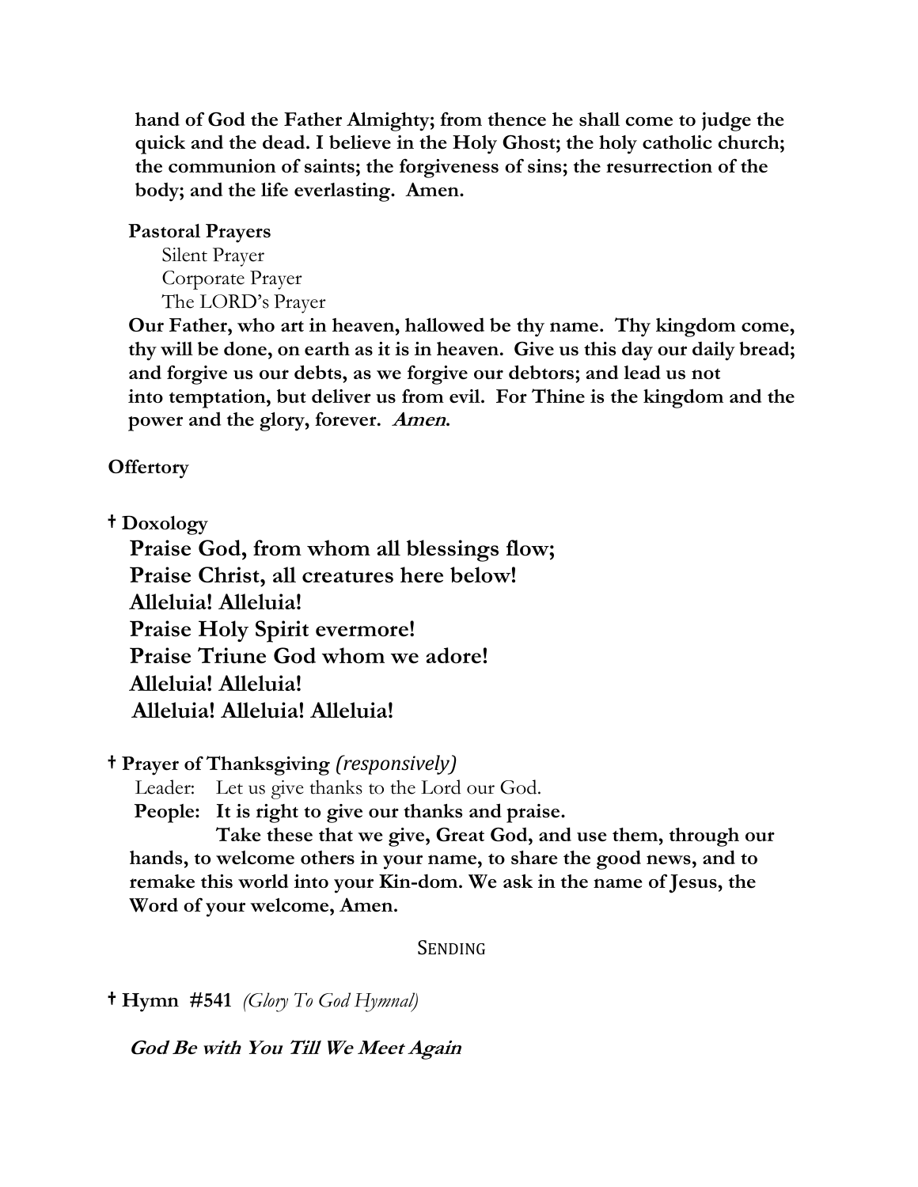**hand of God the Father Almighty; from thence he shall come to judge the quick and the dead. I believe in the Holy Ghost; the holy catholic church; the communion of saints; the forgiveness of sins; the resurrection of the body; and the life everlasting. Amen.**

**Pastoral Prayers**

Silent Prayer
Corporate Prayer
The LORD's Prayer

**Our Father, who art in heaven, hallowed be thy name. Thy kingdom come, thy will be done, on earth as it is in heaven. Give us this day our daily bread; and forgive us our debts, as we forgive our debtors; and lead us not into temptation, but deliver us from evil. For Thine is the kingdom and the power and the glory, forever. *Amen.***

**Offertory**

**† Doxology**

**Praise God, from whom all blessings flow;**
**Praise Christ, all creatures here below!**
**Alleluia! Alleluia!**
**Praise Holy Spirit evermore!**
**Praise Triune God whom we adore!**
**Alleluia! Alleluia!**
**Alleluia! Alleluia! Alleluia!**

**† Prayer of Thanksgiving** *(responsively)*

Leader: Let us give thanks to the Lord our God.
**People: It is right to give our thanks and praise.**

**Take these that we give, Great God, and use them, through our hands, to welcome others in your name, to share the good news, and to remake this world into your Kin-dom. We ask in the name of Jesus, the Word of your welcome, Amen.**

## Sending

**† Hymn #541** *(Glory To God Hymnal)*

***God Be with You Till We Meet Again***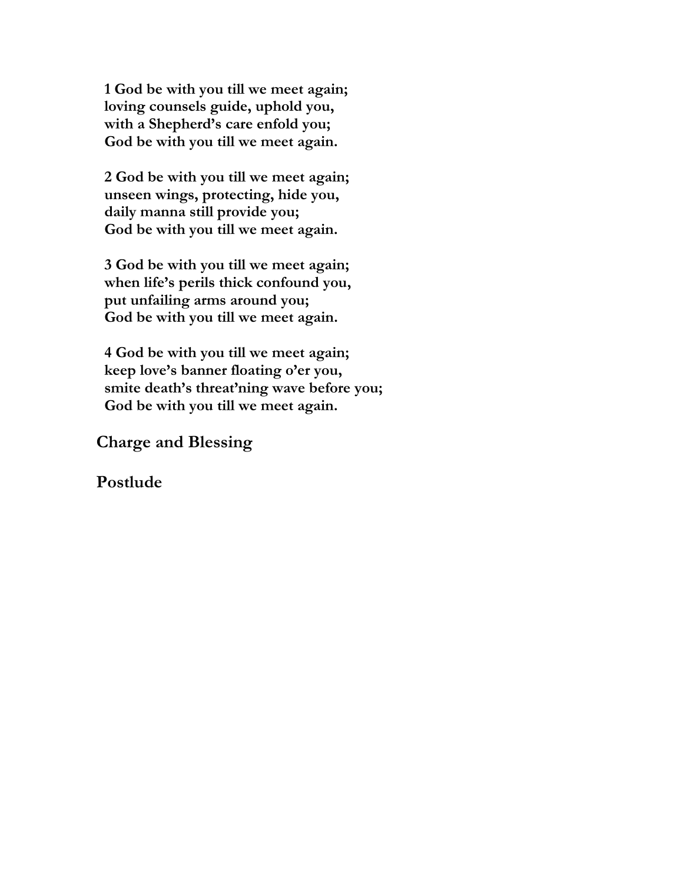**1 God be with you till we meet again;**
**loving counsels guide, uphold you,**
**with a Shepherd's care enfold you;**
**God be with you till we meet again.**

**2 God be with you till we meet again;**
**unseen wings, protecting, hide you,**
**daily manna still provide you;**
**God be with you till we meet again.**

**3 God be with you till we meet again;**
**when life's perils thick confound you,**
**put unfailing arms around you;**
**God be with you till we meet again.**

**4 God be with you till we meet again;**
**keep love's banner floating o'er you,**
**smite death's threat'ning wave before you;**
**God be with you till we meet again.**

## Charge and Blessing

## Postlude